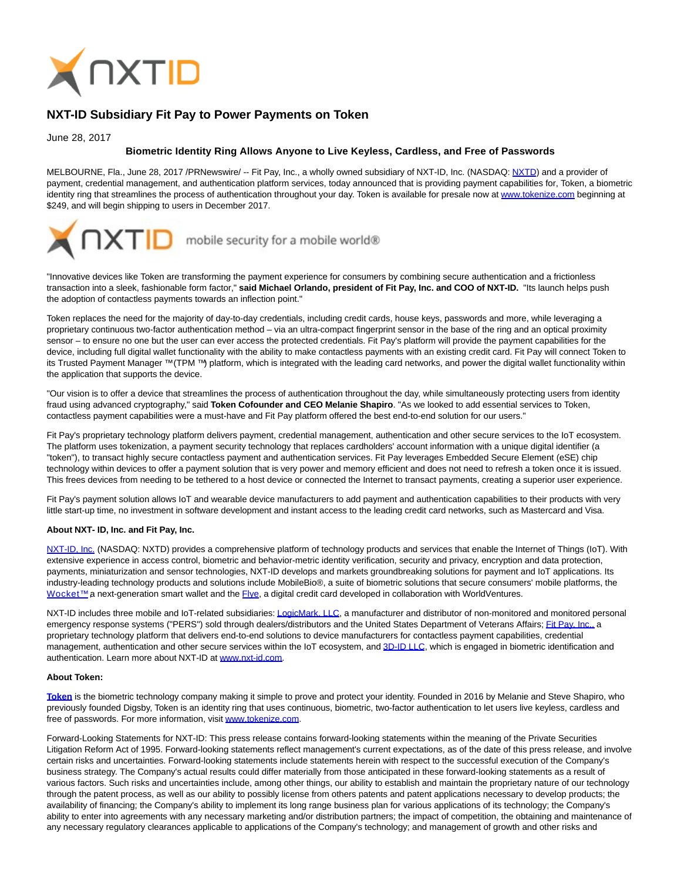# NXT-ID Subsidiary Fit Pay to Power Payments on Token

June 28, 2017

**Biometric Identity Ring Allows Anyone to Live Keyless, Cardless, and Free of Passwords**

MELBOURNE, Fla., June 28, 2017 /PRNewswire/ -- Fit Pay, Inc., a wholly owned subsidiary of NXT-ID, Inc. (NASDAQ: NXTD) and a provider of payment, credential management, and authentication platform services, today announced that is providing payment capabilities for, Token, a biometric identity ring that streamlines the process of authentication throughout your day. Token is available for presale now at www.tokenize.com beginning at $249, and will begin shipping to users in December 2017.

"Innovative devices like Token are transforming the payment experience for consumers by combining secure authentication and a frictionless transaction into a sleek, fashionable form factor," **said Michael Orlando, president of Fit Pay, Inc. and COO of NXT-ID.** "Its launch helps push the adoption of contactless payments towards an inflection point."

Token replaces the need for the majority of day-to-day credentials, including credit cards, house keys, passwords and more, while leveraging a proprietary continuous two-factor authentication method – via an ultra-compact fingerprint sensor in the base of the ring and an optical proximity sensor – to ensure no one but the user can ever access the protected credentials. Fit Pay's platform will provide the payment capabilities for the device, including full digital wallet functionality with the ability to make contactless payments with an existing credit card. Fit Pay will connect Token to its Trusted Payment Manager ™(TPM ™) platform, which is integrated with the leading card networks, and power the digital wallet functionality within the application that supports the device.

"Our vision is to offer a device that streamlines the process of authentication throughout the day, while simultaneously protecting users from identity fraud using advanced cryptography," said **Token Cofounder and CEO Melanie Shapiro**. "As we looked to add essential services to Token, contactless payment capabilities were a must-have and Fit Pay platform offered the best end-to-end solution for our users."

Fit Pay's proprietary technology platform delivers payment, credential management, authentication and other secure services to the IoT ecosystem. The platform uses tokenization, a payment security technology that replaces cardholders' account information with a unique digital identifier (a "token"), to transact highly secure contactless payment and authentication services. Fit Pay leverages Embedded Secure Element (eSE) chip technology within devices to offer a payment solution that is very power and memory efficient and does not need to refresh a token once it is issued. This frees devices from needing to be tethered to a host device or connected the Internet to transact payments, creating a superior user experience.

Fit Pay's payment solution allows IoT and wearable device manufacturers to add payment and authentication capabilities to their products with very little start-up time, no investment in software development and instant access to the leading credit card networks, such as Mastercard and Visa.

**About NXT- ID, Inc. and Fit Pay, Inc.**

NXT-ID, Inc. (NASDAQ: NXTD) provides a comprehensive platform of technology products and services that enable the Internet of Things (IoT). With extensive experience in access control, biometric and behavior-metric identity verification, security and privacy, encryption and data protection, payments, miniaturization and sensor technologies, NXT-ID develops and markets groundbreaking solutions for payment and IoT applications. Its industry-leading technology products and solutions include MobileBio®, a suite of biometric solutions that secure consumers' mobile platforms, the Wocket™ a next-generation smart wallet and the Flye, a digital credit card developed in collaboration with WorldVentures.

NXT-ID includes three mobile and IoT-related subsidiaries: LogicMark, LLC, a manufacturer and distributor of non-monitored and monitored personal emergency response systems ("PERS") sold through dealers/distributors and the United States Department of Veterans Affairs; Fit Pay, Inc., a proprietary technology platform that delivers end-to-end solutions to device manufacturers for contactless payment capabilities, credential management, authentication and other secure services within the IoT ecosystem, and 3D-ID LLC, which is engaged in biometric identification and authentication. Learn more about NXT-ID at www.nxt-id.com.

**About Token:**

**Token** is the biometric technology company making it simple to prove and protect your identity. Founded in 2016 by Melanie and Steve Shapiro, who previously founded Digsby, Token is an identity ring that uses continuous, biometric, two-factor authentication to let users live keyless, cardless and free of passwords. For more information, visit www.tokenize.com.

Forward-Looking Statements for NXT-ID: This press release contains forward-looking statements within the meaning of the Private Securities Litigation Reform Act of 1995. Forward-looking statements reflect management's current expectations, as of the date of this press release, and involve certain risks and uncertainties. Forward-looking statements include statements herein with respect to the successful execution of the Company's business strategy. The Company's actual results could differ materially from those anticipated in these forward-looking statements as a result of various factors. Such risks and uncertainties include, among other things, our ability to establish and maintain the proprietary nature of our technology through the patent process, as well as our ability to possibly license from others patents and patent applications necessary to develop products; the availability of financing; the Company's ability to implement its long range business plan for various applications of its technology; the Company's ability to enter into agreements with any necessary marketing and/or distribution partners; the impact of competition, the obtaining and maintenance of any necessary regulatory clearances applicable to applications of the Company's technology; and management of growth and other risks and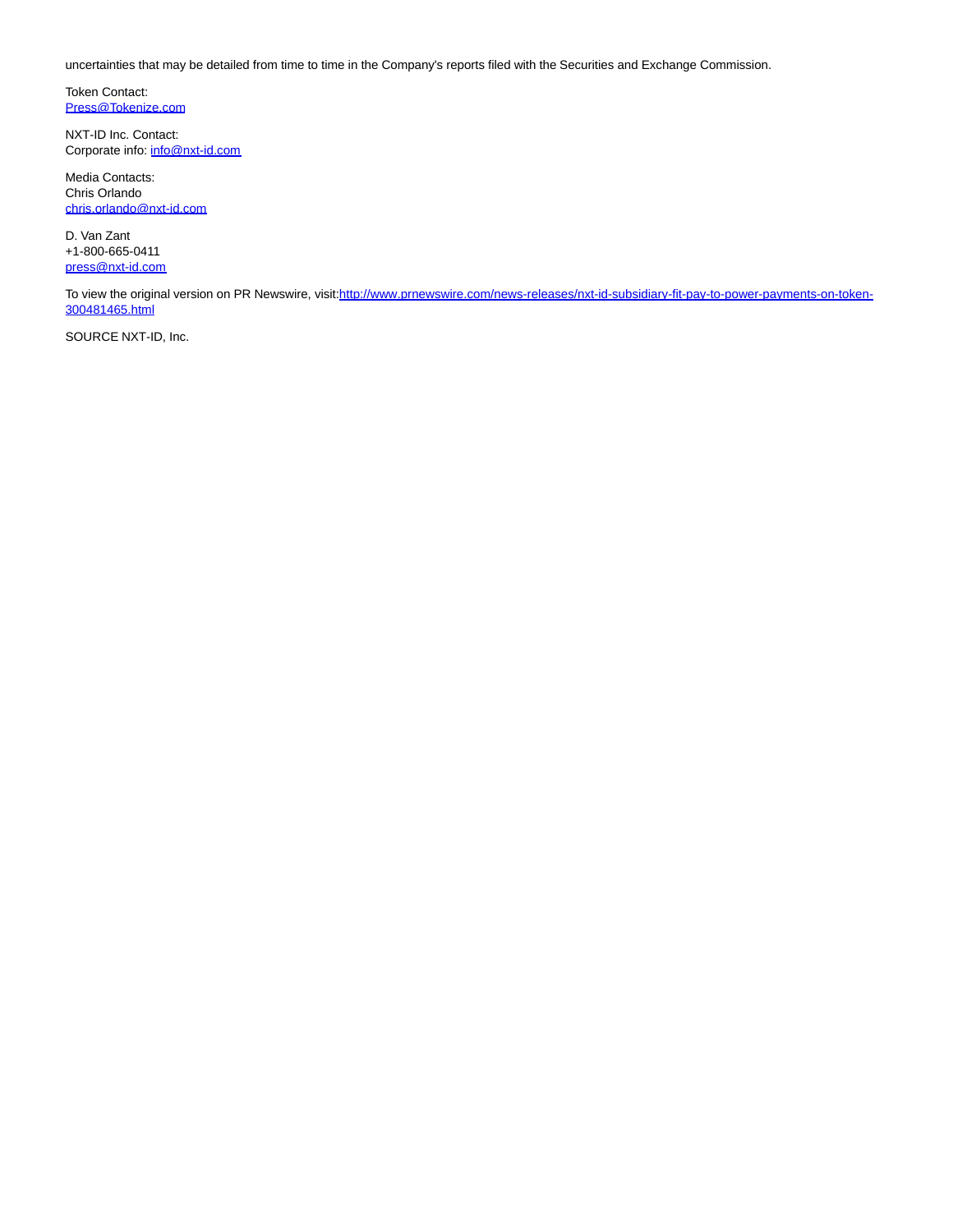uncertainties that may be detailed from time to time in the Company's reports filed with the Securities and Exchange Commission.

Token Contact:
Press@Tokenize.com

NXT-ID Inc. Contact:
Corporate info: info@nxt-id.com

Media Contacts:
Chris Orlando
chris.orlando@nxt-id.com

D. Van Zant
+1-800-665-0411
press@nxt-id.com

To view the original version on PR Newswire, visit:http://www.prnewswire.com/news-releases/nxt-id-subsidiary-fit-pay-to-power-payments-on-token-300481465.html

SOURCE NXT-ID, Inc.